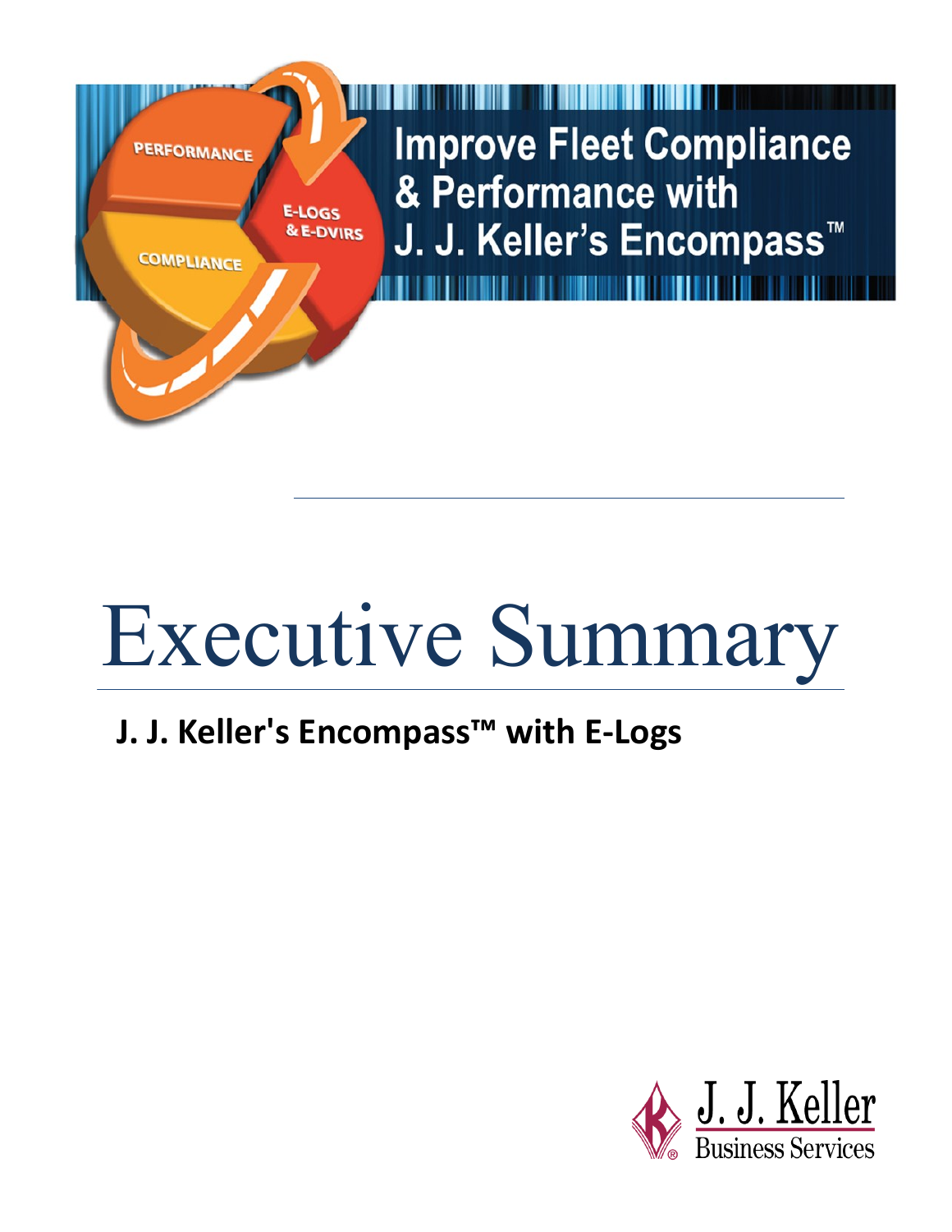Improve Fleet Compliance & Performance with J. J. Keller's Encompass™

PERFORMANCE

COMPLIANCE

E-LOGS & E-DVIRS

# Executive Summary

**J. J. Keller's Encompass™ with E-Logs**

J. J. Keller Business Services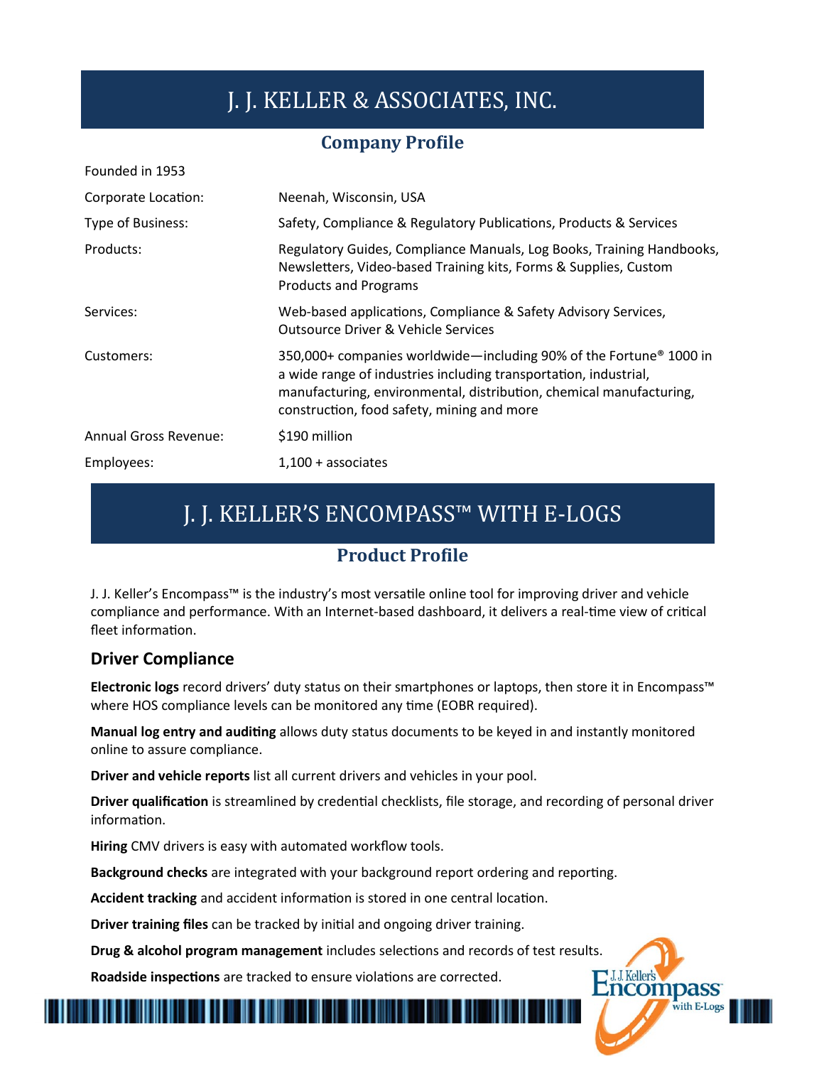# J. J. KELLER & ASSOCIATES, INC.

## Company Profile

| | |
|---|---|
| Founded in 1953 | |
| Corporate Location: | Neenah, Wisconsin, USA |
| Type of Business: | Safety, Compliance & Regulatory Publications, Products & Services |
| Products: | Regulatory Guides, Compliance Manuals, Log Books, Training Handbooks, Newsletters, Video-based Training kits, Forms & Supplies, Custom Products and Programs |
| Services: | Web-based applications, Compliance & Safety Advisory Services, Outsource Driver & Vehicle Services |
| Customers: | 350,000+ companies worldwide—including 90% of the Fortune® 1000 in a wide range of industries including transportation, industrial, manufacturing, environmental, distribution, chemical manufacturing, construction, food safety, mining and more |
| Annual Gross Revenue: | $190 million |
| Employees: | 1,100 + associates |

# J. J. KELLER'S ENCOMPASS™ WITH E-LOGS

## Product Profile

J. J. Keller's Encompass™ is the industry's most versatile online tool for improving driver and vehicle compliance and performance. With an Internet-based dashboard, it delivers a real-time view of critical fleet information.

### Driver Compliance

**Electronic logs** record drivers' duty status on their smartphones or laptops, then store it in Encompass™ where HOS compliance levels can be monitored any time (EOBR required).

**Manual log entry and auditing** allows duty status documents to be keyed in and instantly monitored online to assure compliance.

**Driver and vehicle reports** list all current drivers and vehicles in your pool.

**Driver qualification** is streamlined by credential checklists, file storage, and recording of personal driver information.

**Hiring** CMV drivers is easy with automated workflow tools.

**Background checks** are integrated with your background report ordering and reporting.

**Accident tracking** and accident information is stored in one central location.

**Driver training files** can be tracked by initial and ongoing driver training.

**Drug & alcohol program management** includes selections and records of test results.

**Roadside inspections** are tracked to ensure violations are corrected.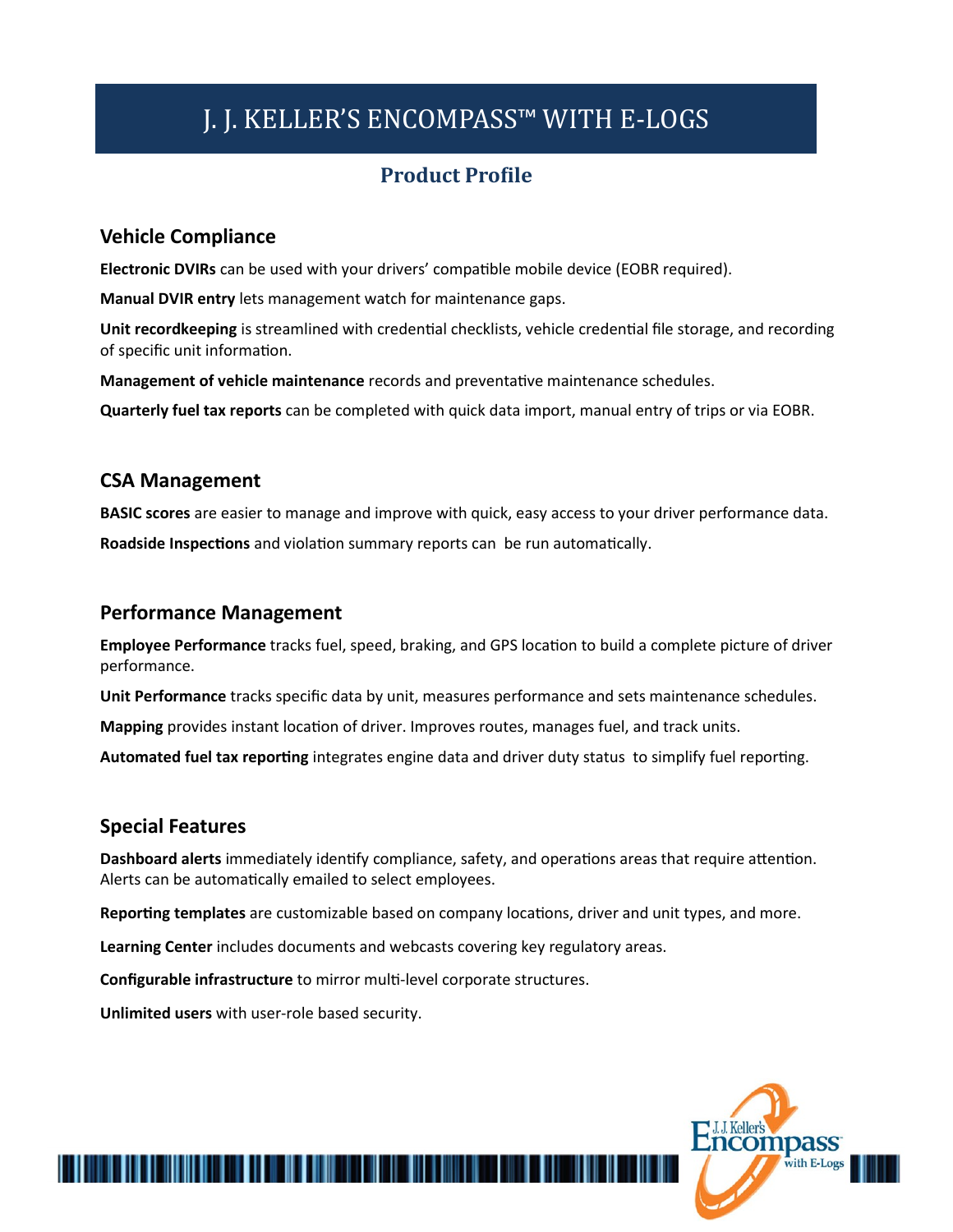# J. J. KELLER'S ENCOMPASS™ WITH E-LOGS

## Product Profile

### Vehicle Compliance

**Electronic DVIRs** can be used with your drivers' compatible mobile device (EOBR required).

**Manual DVIR entry** lets management watch for maintenance gaps.

**Unit recordkeeping** is streamlined with credential checklists, vehicle credential file storage, and recording of specific unit information.

**Management of vehicle maintenance** records and preventative maintenance schedules.

**Quarterly fuel tax reports** can be completed with quick data import, manual entry of trips or via EOBR.

### CSA Management

**BASIC scores** are easier to manage and improve with quick, easy access to your driver performance data.

**Roadside Inspections** and violation summary reports can be run automatically.

### Performance Management

**Employee Performance** tracks fuel, speed, braking, and GPS location to build a complete picture of driver performance.

**Unit Performance** tracks specific data by unit, measures performance and sets maintenance schedules.

**Mapping** provides instant location of driver. Improves routes, manages fuel, and track units.

**Automated fuel tax reporting** integrates engine data and driver duty status to simplify fuel reporting.

### Special Features

**Dashboard alerts** immediately identify compliance, safety, and operations areas that require attention. Alerts can be automatically emailed to select employees.

**Reporting templates** are customizable based on company locations, driver and unit types, and more.

**Learning Center** includes documents and webcasts covering key regulatory areas.

**Configurable infrastructure** to mirror multi-level corporate structures.

**Unlimited users** with user-role based security.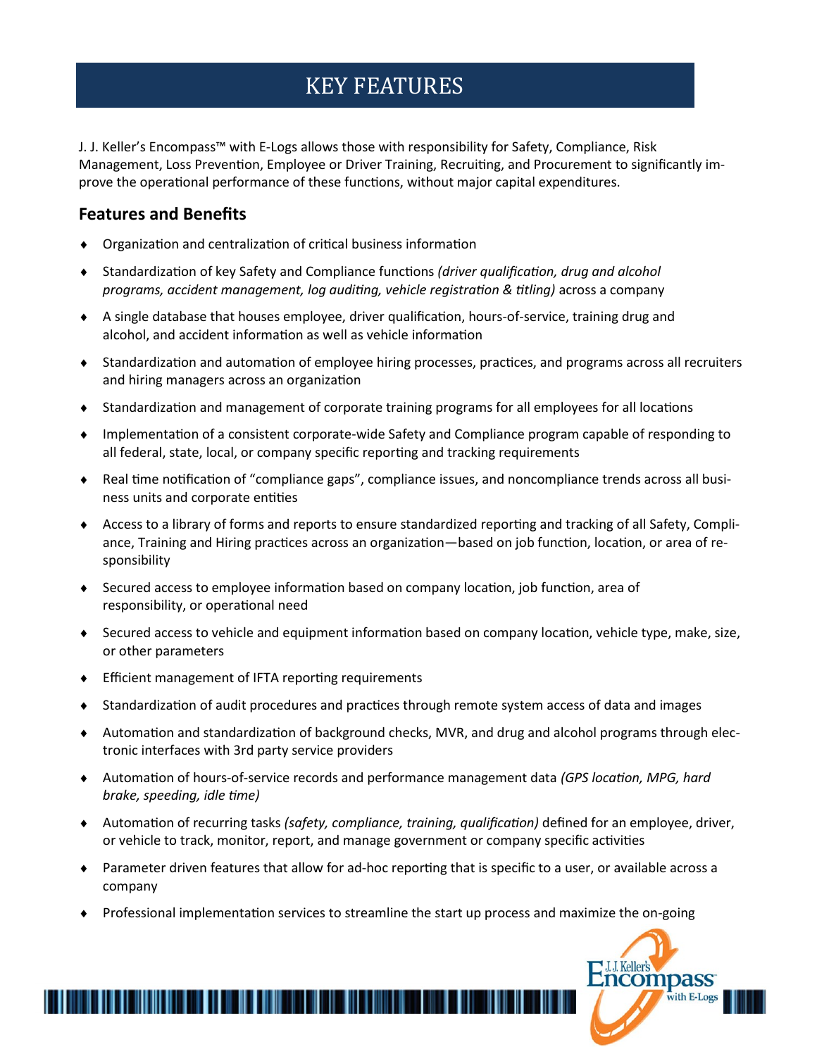# KEY FEATURES

J. J. Keller's Encompass™ with E-Logs allows those with responsibility for Safety, Compliance, Risk Management, Loss Prevention, Employee or Driver Training, Recruiting, and Procurement to significantly improve the operational performance of these functions, without major capital expenditures.

## Features and Benefits

- Organization and centralization of critical business information
- Standardization of key Safety and Compliance functions *(driver qualification, drug and alcohol programs, accident management, log auditing, vehicle registration & titling)* across a company
- A single database that houses employee, driver qualification, hours-of-service, training drug and alcohol, and accident information as well as vehicle information
- Standardization and automation of employee hiring processes, practices, and programs across all recruiters and hiring managers across an organization
- Standardization and management of corporate training programs for all employees for all locations
- Implementation of a consistent corporate-wide Safety and Compliance program capable of responding to all federal, state, local, or company specific reporting and tracking requirements
- Real time notification of "compliance gaps", compliance issues, and noncompliance trends across all business units and corporate entities
- Access to a library of forms and reports to ensure standardized reporting and tracking of all Safety, Compliance, Training and Hiring practices across an organization—based on job function, location, or area of responsibility
- Secured access to employee information based on company location, job function, area of responsibility, or operational need
- Secured access to vehicle and equipment information based on company location, vehicle type, make, size, or other parameters
- Efficient management of IFTA reporting requirements
- Standardization of audit procedures and practices through remote system access of data and images
- Automation and standardization of background checks, MVR, and drug and alcohol programs through electronic interfaces with 3rd party service providers
- Automation of hours-of-service records and performance management data *(GPS location, MPG, hard brake, speeding, idle time)*
- Automation of recurring tasks *(safety, compliance, training, qualification)* defined for an employee, driver, or vehicle to track, monitor, report, and manage government or company specific activities
- Parameter driven features that allow for ad-hoc reporting that is specific to a user, or available across a company
- Professional implementation services to streamline the start up process and maximize the on-going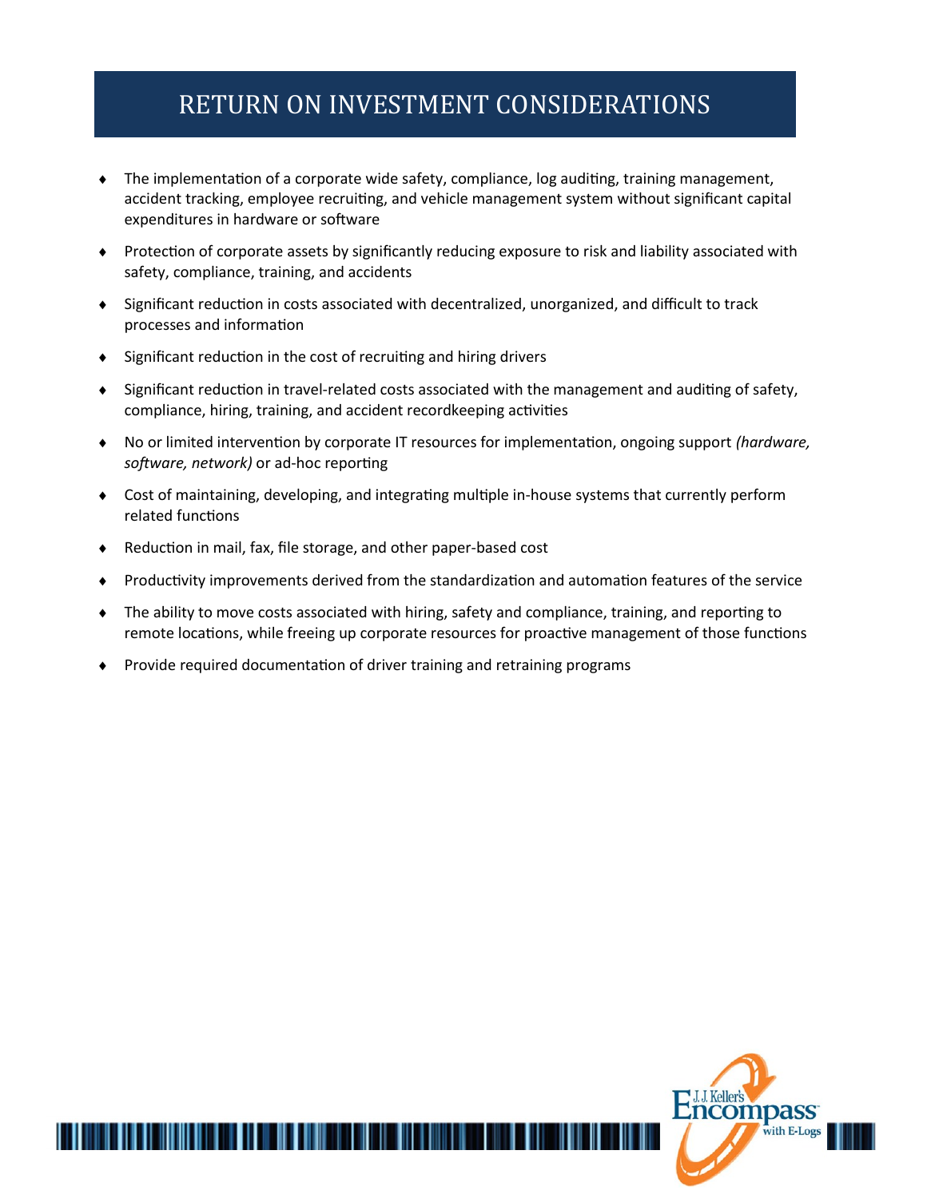# RETURN ON INVESTMENT CONSIDERATIONS

- The implementation of a corporate wide safety, compliance, log auditing, training management, accident tracking, employee recruiting, and vehicle management system without significant capital expenditures in hardware or software
- Protection of corporate assets by significantly reducing exposure to risk and liability associated with safety, compliance, training, and accidents
- Significant reduction in costs associated with decentralized, unorganized, and difficult to track processes and information
- Significant reduction in the cost of recruiting and hiring drivers
- Significant reduction in travel-related costs associated with the management and auditing of safety, compliance, hiring, training, and accident recordkeeping activities
- No or limited intervention by corporate IT resources for implementation, ongoing support *(hardware, software, network)* or ad-hoc reporting
- Cost of maintaining, developing, and integrating multiple in-house systems that currently perform related functions
- Reduction in mail, fax, file storage, and other paper-based cost
- Productivity improvements derived from the standardization and automation features of the service
- The ability to move costs associated with hiring, safety and compliance, training, and reporting to remote locations, while freeing up corporate resources for proactive management of those functions
- Provide required documentation of driver training and retraining programs